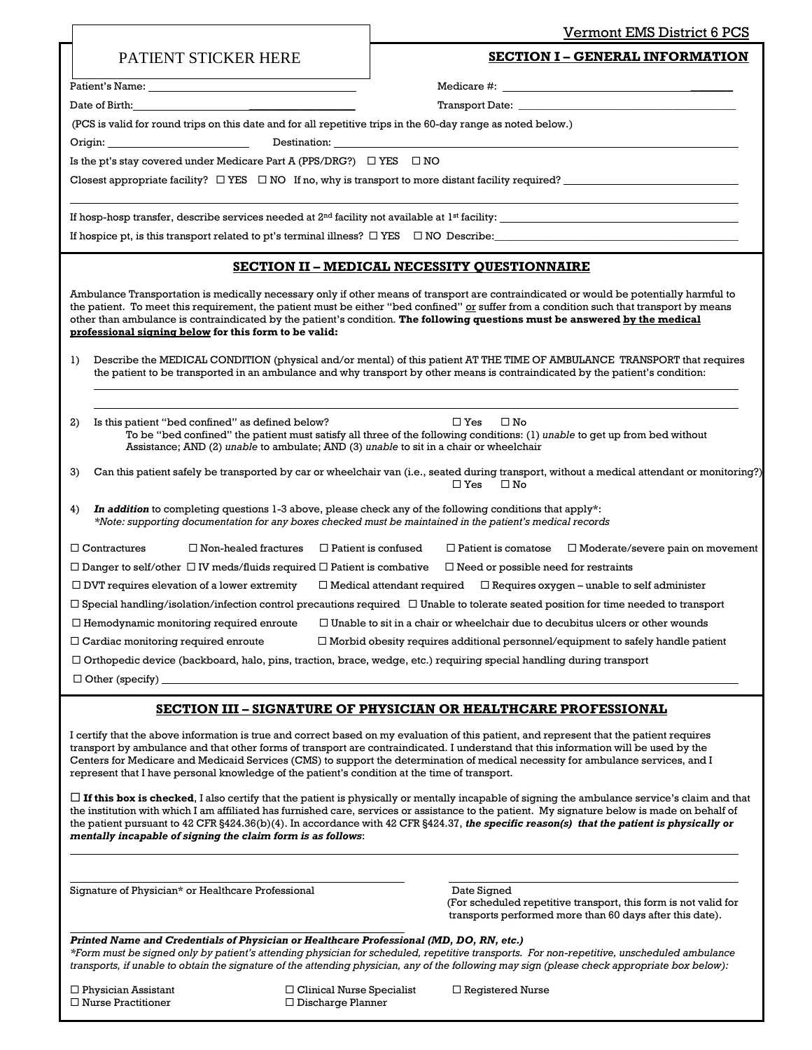PATIENT STICKER HERE

Vermont EMS District 6 PCS

## SECTION I – GENERAL INFORMATION

Patient's Name: ______________________ Medicare #: ______________________

Date of Birth: ______________________ Transport Date: ______________________

(PCS is valid for round trips on this date and for all repetitive trips in the 60-day range as noted below.)

Origin: ______________ Destination: ______________________

Is the pt's stay covered under Medicare Part A (PPS/DRG?) ☐ YES ☐ NO

Closest appropriate facility? ☐ YES ☐ NO If no, why is transport to more distant facility required? ______________________

If hosp-hosp transfer, describe services needed at 2nd facility not available at 1st facility: ______________________

If hospice pt, is this transport related to pt's terminal illness? ☐ YES ☐ NO Describe: ______________________

## SECTION II – MEDICAL NECESSITY QUESTIONNAIRE

Ambulance Transportation is medically necessary only if other means of transport are contraindicated or would be potentially harmful to the patient. To meet this requirement, the patient must be either "bed confined" or suffer from a condition such that transport by means other than ambulance is contraindicated by the patient's condition. **The following questions must be answered by the medical professional signing below for this form to be valid:**

1) Describe the MEDICAL CONDITION (physical and/or mental) of this patient AT THE TIME OF AMBULANCE TRANSPORT that requires the patient to be transported in an ambulance and why transport by other means is contraindicated by the patient's condition:

______________________

______________________

2) Is this patient "bed confined" as defined below? ☐ Yes ☐ No
   To be "bed confined" the patient must satisfy all three of the following conditions: (1) *unable* to get up from bed without Assistance; AND (2) *unable* to ambulate; AND (3) *unable* to sit in a chair or wheelchair

3) Can this patient safely be transported by car or wheelchair van (i.e., seated during transport, without a medical attendant or monitoring?) ☐ Yes ☐ No

4) ***In addition*** to completing questions 1-3 above, please check any of the following conditions that apply*:
   *\*Note: supporting documentation for any boxes checked must be maintained in the patient's medical records*

☐ Contractures ☐ Non-healed fractures ☐ Patient is confused ☐ Patient is comatose ☐ Moderate/severe pain on movement

☐ Danger to self/other ☐ IV meds/fluids required ☐ Patient is combative ☐ Need or possible need for restraints

☐ DVT requires elevation of a lower extremity ☐ Medical attendant required ☐ Requires oxygen – unable to self administer

☐ Special handling/isolation/infection control precautions required ☐ Unable to tolerate seated position for time needed to transport

☐ Hemodynamic monitoring required enroute ☐ Unable to sit in a chair or wheelchair due to decubitus ulcers or other wounds

☐ Cardiac monitoring required enroute ☐ Morbid obesity requires additional personnel/equipment to safely handle patient

☐ Orthopedic device (backboard, halo, pins, traction, brace, wedge, etc.) requiring special handling during transport

☐ Other (specify) ______________________

## SECTION III – SIGNATURE OF PHYSICIAN OR HEALTHCARE PROFESSIONAL

I certify that the above information is true and correct based on my evaluation of this patient, and represent that the patient requires transport by ambulance and that other forms of transport are contraindicated. I understand that this information will be used by the Centers for Medicare and Medicaid Services (CMS) to support the determination of medical necessity for ambulance services, and I represent that I have personal knowledge of the patient's condition at the time of transport.

☐ **If this box is checked**, I also certify that the patient is physically or mentally incapable of signing the ambulance service's claim and that the institution with which I am affiliated has furnished care, services or assistance to the patient. My signature below is made on behalf of the patient pursuant to 42 CFR §424.36(b)(4). In accordance with 42 CFR §424.37, ***the specific reason(s) that the patient is physically or mentally incapable of signing the claim form is as follows***:

______________________

______________________ ______________________

Signature of Physician* or Healthcare Professional — Date Signed
(For scheduled repetitive transport, this form is not valid for transports performed more than 60 days after this date).

______________________

***Printed Name and Credentials of Physician or Healthcare Professional (MD, DO, RN, etc.)***

*\*Form must be signed only by patient's attending physician for scheduled, repetitive transports. For non-repetitive, unscheduled ambulance transports, if unable to obtain the signature of the attending physician, any of the following may sign (please check appropriate box below):*

☐ Physician Assistant ☐ Clinical Nurse Specialist ☐ Registered Nurse

☐ Nurse Practitioner ☐ Discharge Planner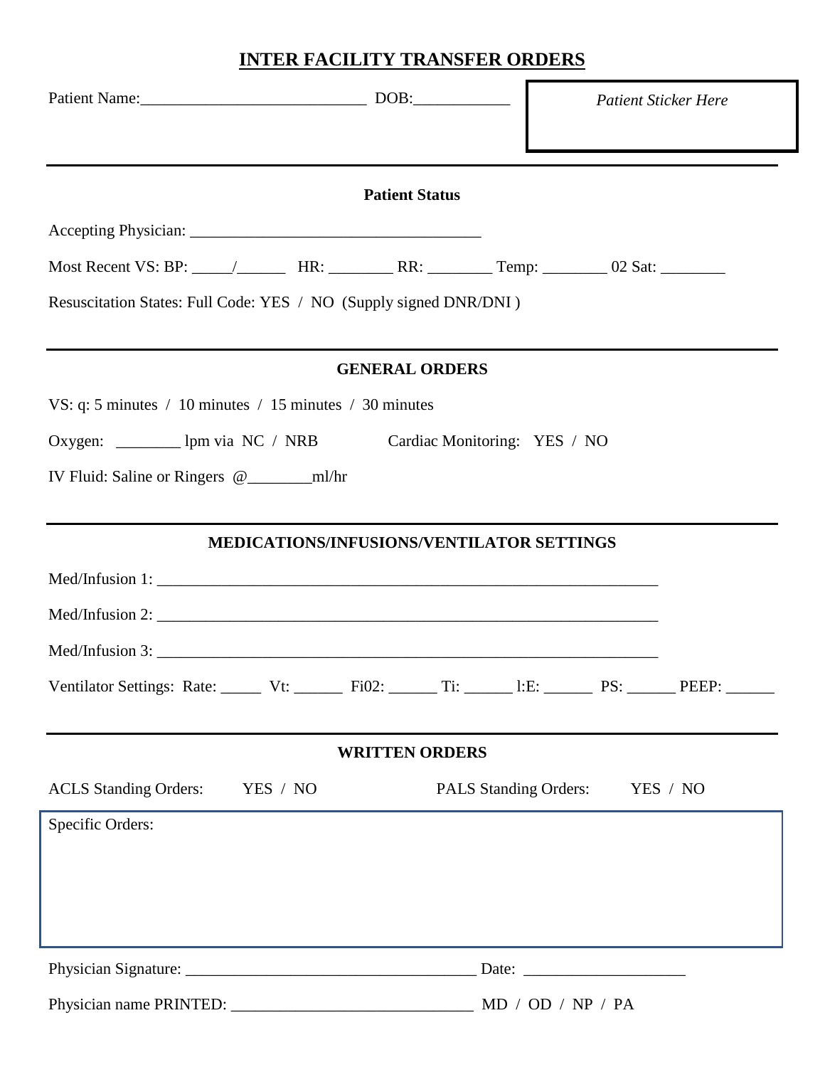# INTER FACILITY TRANSFER ORDERS

Patient Name:___________________________ DOB:____________

*Patient Sticker Here*

---

**Patient Status**

Accepting Physician: ____________________________________

Most Recent VS: BP: _____/______ HR: ________ RR: ________ Temp: ________ 02 Sat: ________

Resuscitation States: Full Code: YES / NO (Supply signed DNR/DNI )

---

**GENERAL ORDERS**

VS: q: 5 minutes / 10 minutes / 15 minutes / 30 minutes

Oxygen: ________ lpm via NC / NRB Cardiac Monitoring: YES / NO

IV Fluid: Saline or Ringers @________ml/hr

---

**MEDICATIONS/INFUSIONS/VENTILATOR SETTINGS**

Med/Infusion 1: ______________________________________________________________

Med/Infusion 2: ______________________________________________________________

Med/Infusion 3: ______________________________________________________________

Ventilator Settings: Rate: _____ Vt: ______ Fi02: ______ Ti: ______ l:E: ______ PS: ______ PEEP: ______

---

**WRITTEN ORDERS**

ACLS Standing Orders: YES / NO PALS Standing Orders: YES / NO

Specific Orders:

Physician Signature: ____________________________________ Date: ____________________

Physician name PRINTED: ______________________________ MD / OD / NP / PA